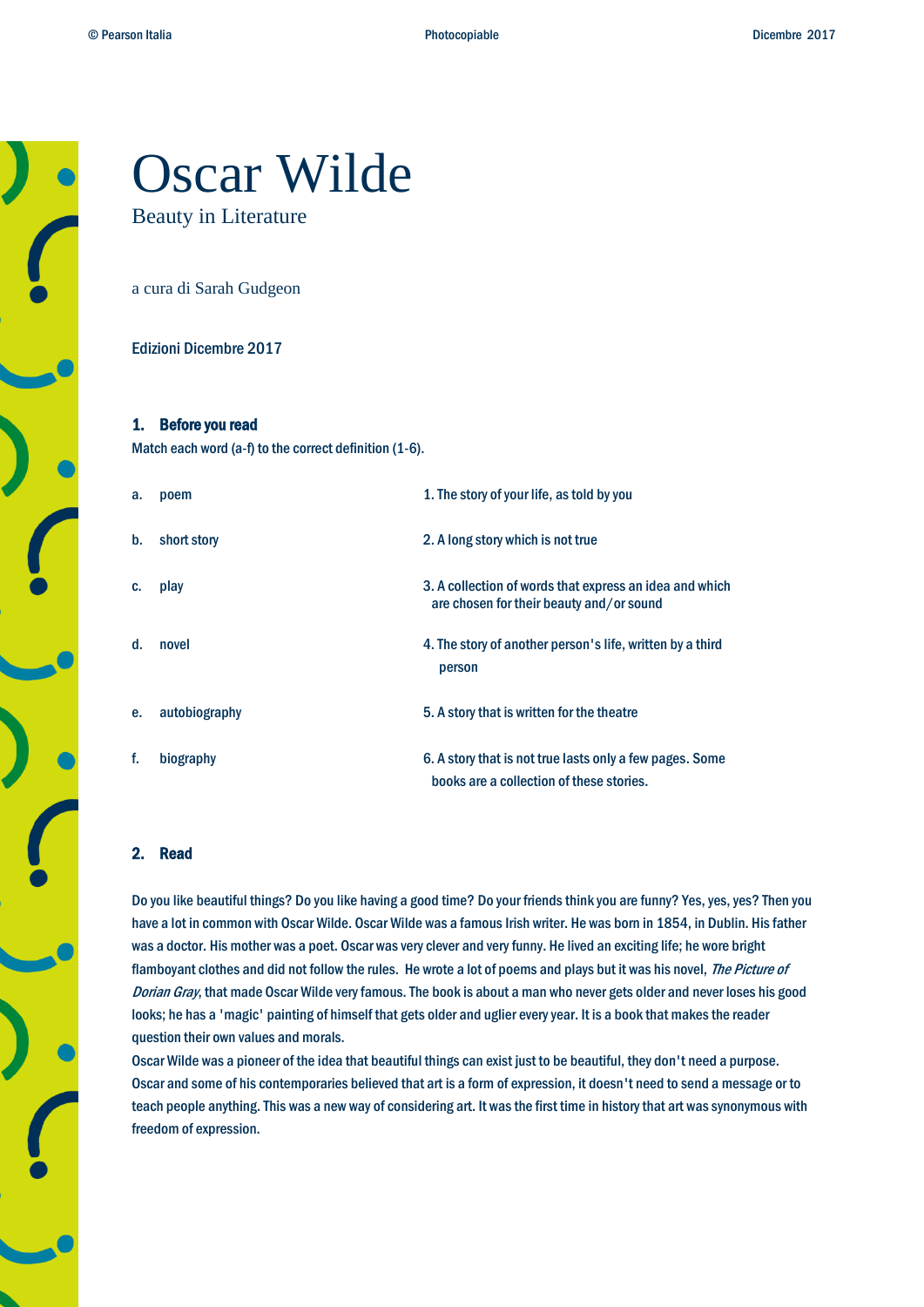# Oscar Wilde

Beauty in Literature

a cura di Sarah Gudgeon

Edizioni Dicembre 2017

## 1. Before you read

Match each word (a-f) to the correct definition (1-6).

| | |
|---|---|
| a. poem | 1. The story of your life, as told by you |
| b. short story | 2. A long story which is not true |
| c. play | 3. A collection of words that express an idea and which are chosen for their beauty and/or sound |
| d. novel | 4. The story of another person's life, written by a third person |
| e. autobiography | 5. A story that is written for the theatre |
| f. biography | 6. A story that is not true lasts only a few pages. Some books are a collection of these stories. |

## 2. Read

Do you like beautiful things? Do you like having a good time? Do your friends think you are funny? Yes, yes, yes? Then you have a lot in common with Oscar Wilde. Oscar Wilde was a famous Irish writer. He was born in 1854, in Dublin. His father was a doctor. His mother was a poet. Oscar was very clever and very funny. He lived an exciting life; he wore bright flamboyant clothes and did not follow the rules. He wrote a lot of poems and plays but it was his novel, *The Picture of Dorian Gray*, that made Oscar Wilde very famous. The book is about a man who never gets older and never loses his good looks; he has a 'magic' painting of himself that gets older and uglier every year. It is a book that makes the reader question their own values and morals.

Oscar Wilde was a pioneer of the idea that beautiful things can exist just to be beautiful, they don't need a purpose. Oscar and some of his contemporaries believed that art is a form of expression, it doesn't need to send a message or to teach people anything. This was a new way of considering art. It was the first time in history that art was synonymous with freedom of expression.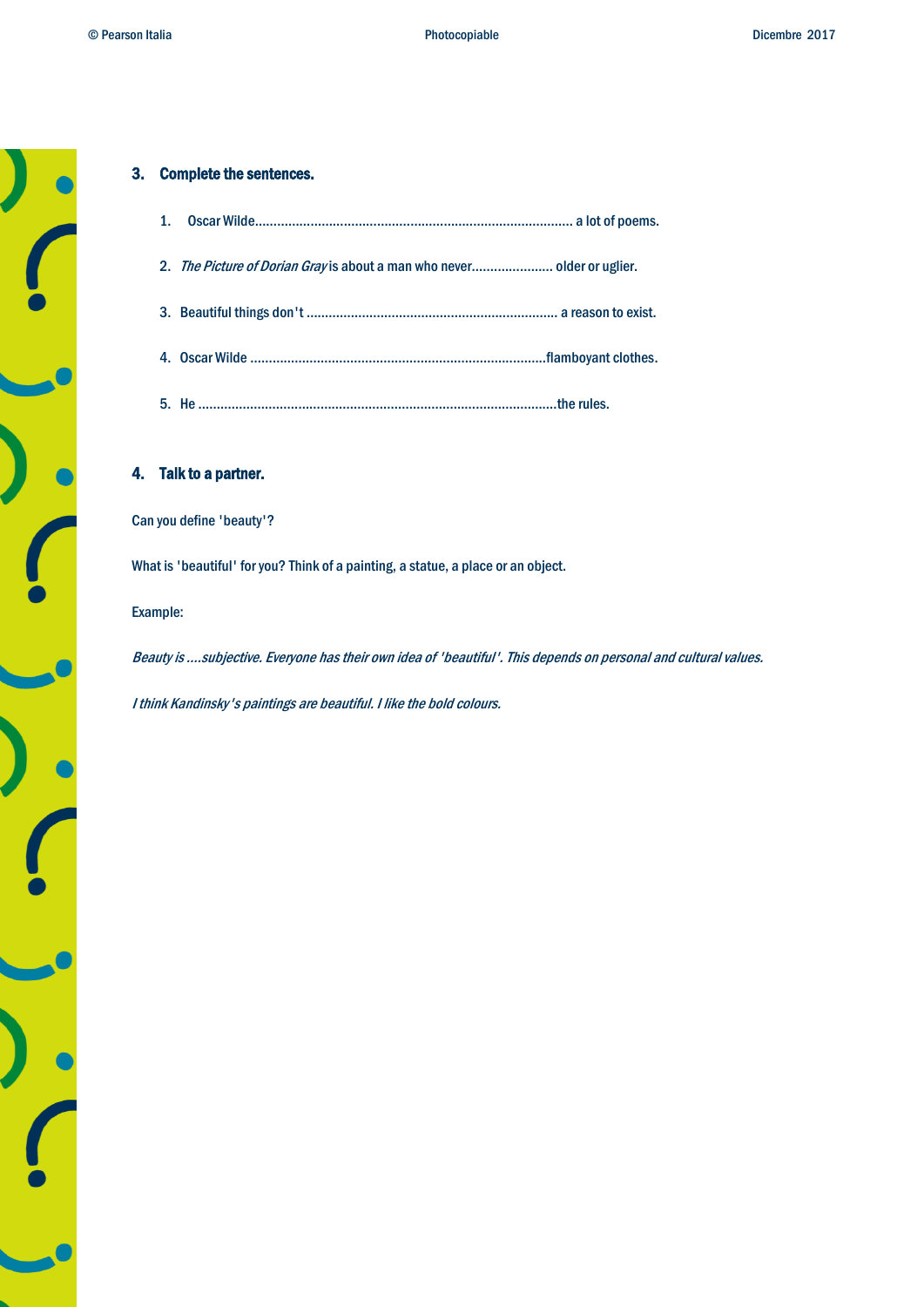### 3. Complete the sentences.

1. Oscar Wilde........................................................................................ a lot of poems.
2. *The Picture of Dorian Gray* is about a man who never...................... older or uglier.
3. Beautiful things don't .................................................................... a reason to exist.
4. Oscar Wilde ................................................................................flamboyant clothes.
5. He .................................................................................................the rules.

### 4. Talk to a partner.

Can you define 'beauty'?

What is 'beautiful' for you? Think of a painting, a statue, a place or an object.

Example:

*Beauty is ....subjective. Everyone has their own idea of 'beautiful'. This depends on personal and cultural values.*

*I think Kandinsky's paintings are beautiful. I like the bold colours.*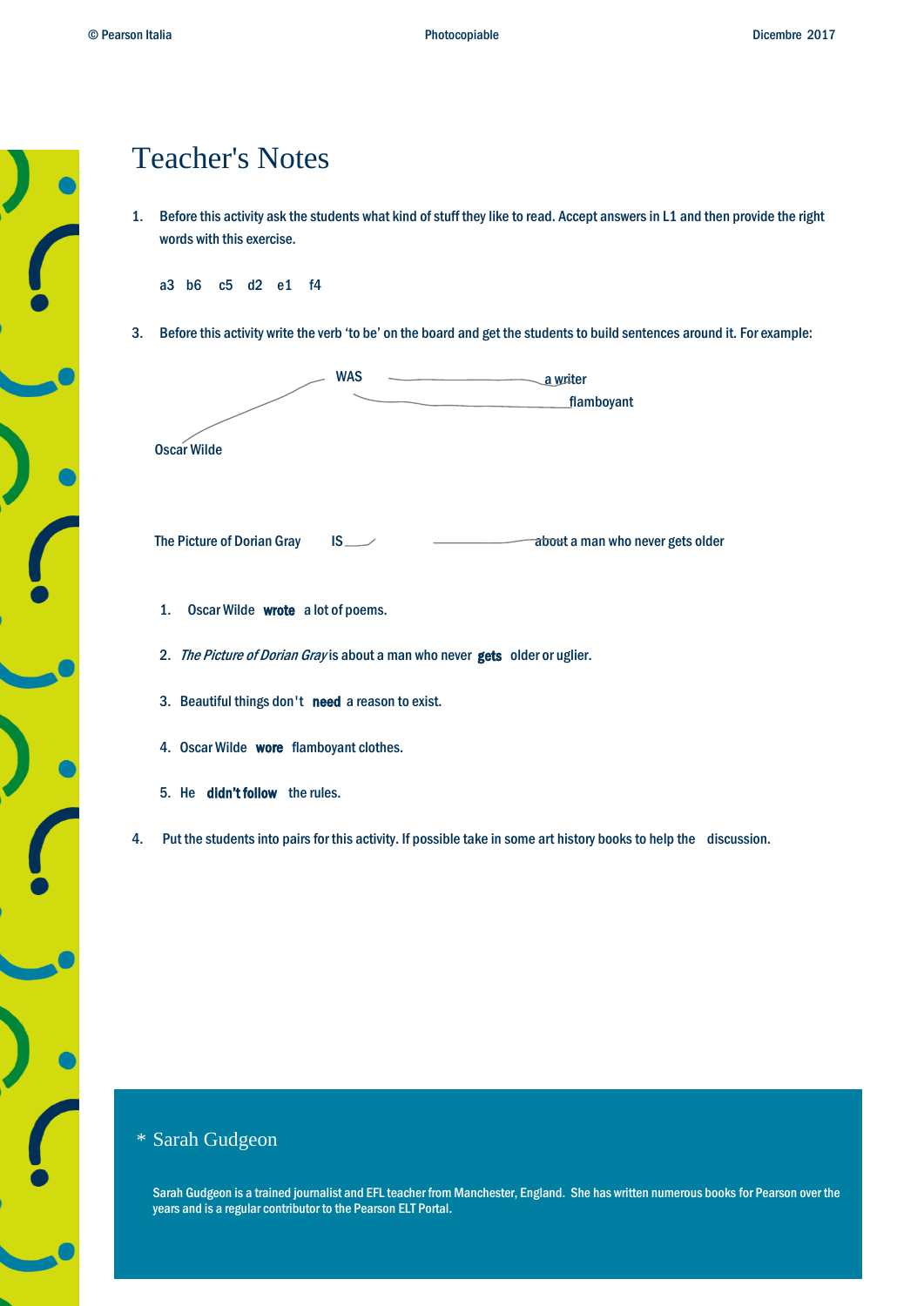# Teacher's Notes

1. Before this activity ask the students what kind of stuff they like to read. Accept answers in L1 and then provide the right words with this exercise.

   a3 b6 c5 d2 e1 f4

3. Before this activity write the verb ‘to be’ on the board and get the students to build sentences around it. For example:

   Oscar Wilde — WAS — a writer

   Oscar Wilde — WAS — flamboyant

   The Picture of Dorian Gray IS — about a man who never gets older

   1. Oscar Wilde **wrote** a lot of poems.
   2. *The Picture of Dorian Gray* is about a man who never **gets** older or uglier.
   3. Beautiful things don't **need** a reason to exist.
   4. Oscar Wilde **wore** flamboyant clothes.
   5. He **didn't follow** the rules.

4. Put the students into pairs for this activity. If possible take in some art history books to help the discussion.

## * Sarah Gudgeon

Sarah Gudgeon is a trained journalist and EFL teacher from Manchester, England. She has written numerous books for Pearson over the years and is a regular contributor to the Pearson ELT Portal.